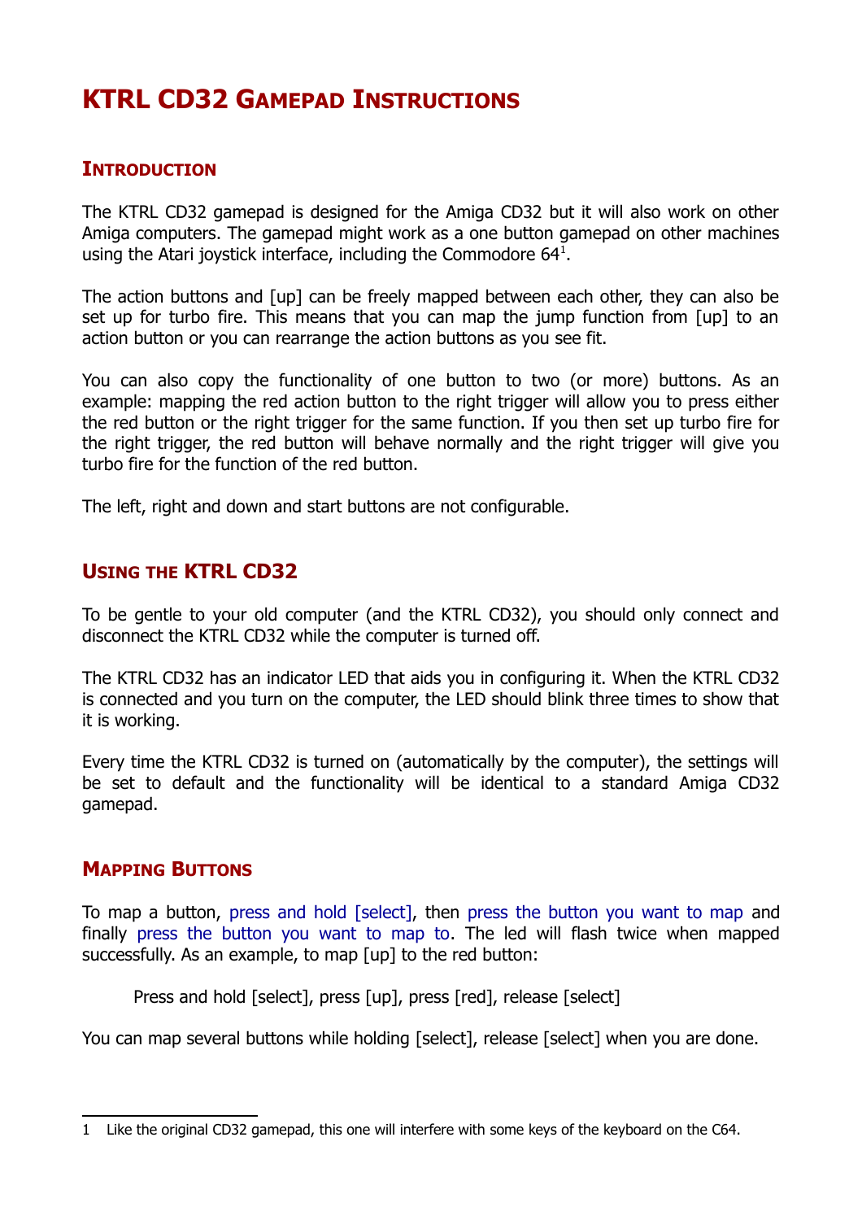# KTRL CD32 Gamepad Instructions

## Introduction

The KTRL CD32 gamepad is designed for the Amiga CD32 but it will also work on other Amiga computers. The gamepad might work as a one button gamepad on other machines using the Atari joystick interface, including the Commodore 64[1].

The action buttons and [up] can be freely mapped between each other, they can also be set up for turbo fire. This means that you can map the jump function from [up] to an action button or you can rearrange the action buttons as you see fit.

You can also copy the functionality of one button to two (or more) buttons. As an example: mapping the red action button to the right trigger will allow you to press either the red button or the right trigger for the same function. If you then set up turbo fire for the right trigger, the red button will behave normally and the right trigger will give you turbo fire for the function of the red button.

The left, right and down and start buttons are not configurable.

## Using the KTRL CD32

To be gentle to your old computer (and the KTRL CD32), you should only connect and disconnect the KTRL CD32 while the computer is turned off.

The KTRL CD32 has an indicator LED that aids you in configuring it. When the KTRL CD32 is connected and you turn on the computer, the LED should blink three times to show that it is working.

Every time the KTRL CD32 is turned on (automatically by the computer), the settings will be set to default and the functionality will be identical to a standard Amiga CD32 gamepad.

## Mapping Buttons

To map a button, press and hold [select], then press the button you want to map and finally press the button you want to map to. The led will flash twice when mapped successfully. As an example, to map [up] to the red button:

> Press and hold [select], press [up], press [red], release [select]

You can map several buttons while holding [select], release [select] when you are done.

---

1 Like the original CD32 gamepad, this one will interfere with some keys of the keyboard on the C64.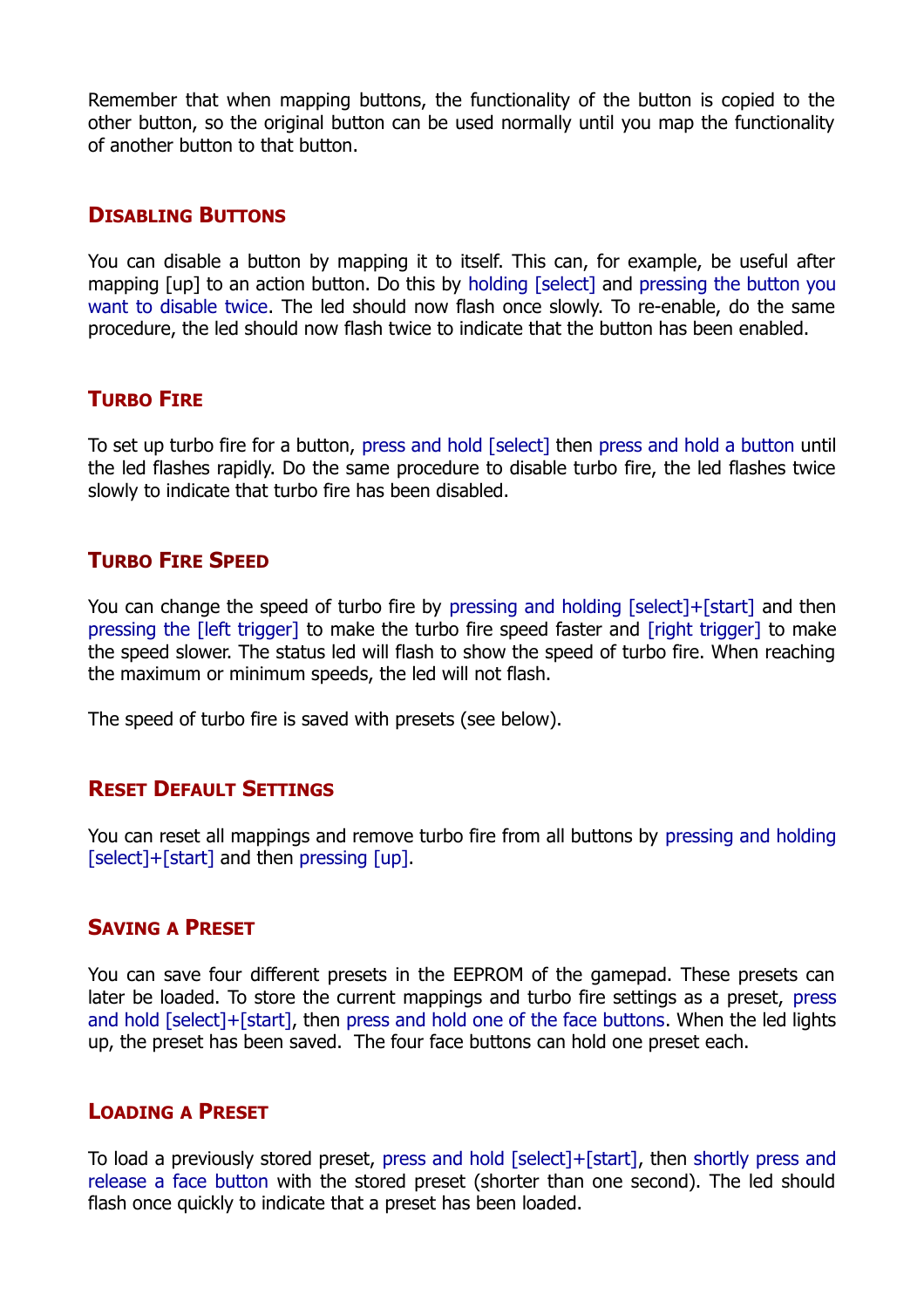Remember that when mapping buttons, the functionality of the button is copied to the other button, so the original button can be used normally until you map the functionality of another button to that button.

## Disabling Buttons

You can disable a button by mapping it to itself. This can, for example, be useful after mapping [up] to an action button. Do this by holding [select] and pressing the button you want to disable twice. The led should now flash once slowly. To re-enable, do the same procedure, the led should now flash twice to indicate that the button has been enabled.

## Turbo Fire

To set up turbo fire for a button, press and hold [select] then press and hold a button until the led flashes rapidly. Do the same procedure to disable turbo fire, the led flashes twice slowly to indicate that turbo fire has been disabled.

## Turbo Fire Speed

You can change the speed of turbo fire by pressing and holding [select]+[start] and then pressing the [left trigger] to make the turbo fire speed faster and [right trigger] to make the speed slower. The status led will flash to show the speed of turbo fire. When reaching the maximum or minimum speeds, the led will not flash.

The speed of turbo fire is saved with presets (see below).

## Reset Default Settings

You can reset all mappings and remove turbo fire from all buttons by pressing and holding [select]+[start] and then pressing [up].

## Saving a Preset

You can save four different presets in the EEPROM of the gamepad. These presets can later be loaded. To store the current mappings and turbo fire settings as a preset, press and hold [select]+[start], then press and hold one of the face buttons. When the led lights up, the preset has been saved. The four face buttons can hold one preset each.

## Loading a Preset

To load a previously stored preset, press and hold [select]+[start], then shortly press and release a face button with the stored preset (shorter than one second). The led should flash once quickly to indicate that a preset has been loaded.